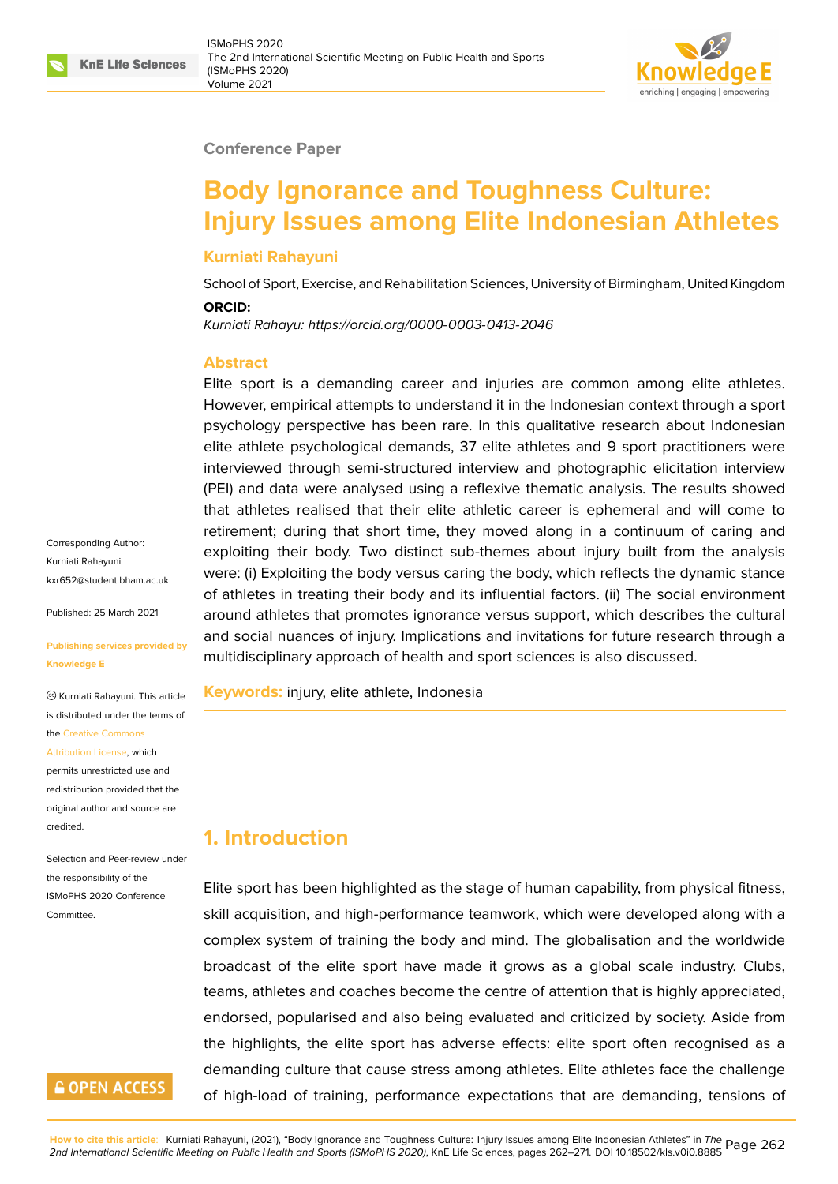Conference Paper

# Body Ignorance and Toughness Culture: Injury Issues among Elite Indonesian Athletes

**Kurniati Rahayuni**

School of Sport, Exercise, and Rehabilitation Sciences, University of Birmingham, United Kingdom

**ORCID:**

*Kurniati Rahayu: https://orcid.org/0000-0003-0413-2046*

Corresponding Author: Kurniati Rahayuni kxr652@student.bham.ac.uk

Published: 25 March 2021

**Publishing services provided by Knowledge E**

© Kurniati Rahayuni. This article is distributed under the terms of the Creative Commons Attribution License, which permits unrestricted use and redistribution provided that the original author and source are credited.

Selection and Peer-review under the responsibility of the ISMoPHS 2020 Conference Committee.

## Abstract

Elite sport is a demanding career and injuries are common among elite athletes. However, empirical attempts to understand it in the Indonesian context through a sport psychology perspective has been rare. In this qualitative research about Indonesian elite athlete psychological demands, 37 elite athletes and 9 sport practitioners were interviewed through semi-structured interview and photographic elicitation interview (PEI) and data were analysed using a reflexive thematic analysis. The results showed that athletes realised that their elite athletic career is ephemeral and will come to retirement; during that short time, they moved along in a continuum of caring and exploiting their body. Two distinct sub-themes about injury built from the analysis were: (i) Exploiting the body versus caring the body, which reflects the dynamic stance of athletes in treating their body and its influential factors. (ii) The social environment around athletes that promotes ignorance versus support, which describes the cultural and social nuances of injury. Implications and invitations for future research through a multidisciplinary approach of health and sport sciences is also discussed.

**Keywords:** injury, elite athlete, Indonesia

## 1. Introduction

Elite sport has been highlighted as the stage of human capability, from physical fitness, skill acquisition, and high-performance teamwork, which were developed along with a complex system of training the body and mind. The globalisation and the worldwide broadcast of the elite sport have made it grows as a global scale industry. Clubs, teams, athletes and coaches become the centre of attention that is highly appreciated, endorsed, popularised and also being evaluated and criticized by society. Aside from the highlights, the elite sport has adverse effects: elite sport often recognised as a demanding culture that cause stress among athletes. Elite athletes face the challenge of high-load of training, performance expectations that are demanding, tensions of

How to cite this article: Kurniati Rahayuni, (2021), "Body Ignorance and Toughness Culture: Injury Issues among Elite Indonesian Athletes" in *The 2nd International Scientific Meeting on Public Health and Sports (ISMoPHS 2020)*, KnE Life Sciences, pages 262–271. DOI 10.18502/kls.v0i0.8885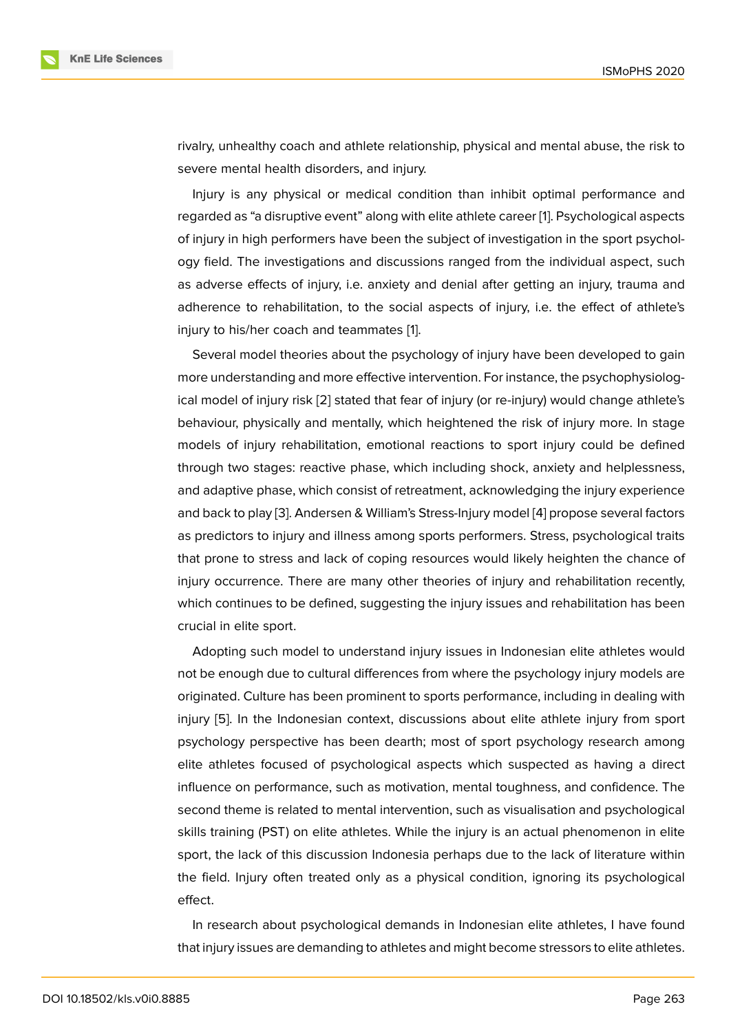rivalry, unhealthy coach and athlete relationship, physical and mental abuse, the risk to severe mental health disorders, and injury.

Injury is any physical or medical condition than inhibit optimal performance and regarded as “a disruptive event” along with elite athlete career [1]. Psychological aspects of injury in high performers have been the subject of investigation in the sport psychology field. The investigations and discussions ranged from the individual aspect, such as adverse effects of injury, i.e. anxiety and denial after getting an injury, trauma and adherence to rehabilitation, to the social aspects of injury, i.e. the effect of athlete’s injury to his/her coach and teammates [1].

Several model theories about the psychology of injury have been developed to gain more understanding and more effective intervention. For instance, the psychophysiological model of injury risk [2] stated that fear of injury (or re-injury) would change athlete’s behaviour, physically and mentally, which heightened the risk of injury more. In stage models of injury rehabilitation, emotional reactions to sport injury could be defined through two stages: reactive phase, which including shock, anxiety and helplessness, and adaptive phase, which consist of retreatment, acknowledging the injury experience and back to play [3]. Andersen & William’s Stress-Injury model [4] propose several factors as predictors to injury and illness among sports performers. Stress, psychological traits that prone to stress and lack of coping resources would likely heighten the chance of injury occurrence. There are many other theories of injury and rehabilitation recently, which continues to be defined, suggesting the injury issues and rehabilitation has been crucial in elite sport.

Adopting such model to understand injury issues in Indonesian elite athletes would not be enough due to cultural differences from where the psychology injury models are originated. Culture has been prominent to sports performance, including in dealing with injury [5]. In the Indonesian context, discussions about elite athlete injury from sport psychology perspective has been dearth; most of sport psychology research among elite athletes focused of psychological aspects which suspected as having a direct influence on performance, such as motivation, mental toughness, and confidence. The second theme is related to mental intervention, such as visualisation and psychological skills training (PST) on elite athletes. While the injury is an actual phenomenon in elite sport, the lack of this discussion Indonesia perhaps due to the lack of literature within the field. Injury often treated only as a physical condition, ignoring its psychological effect.

In research about psychological demands in Indonesian elite athletes, I have found that injury issues are demanding to athletes and might become stressors to elite athletes.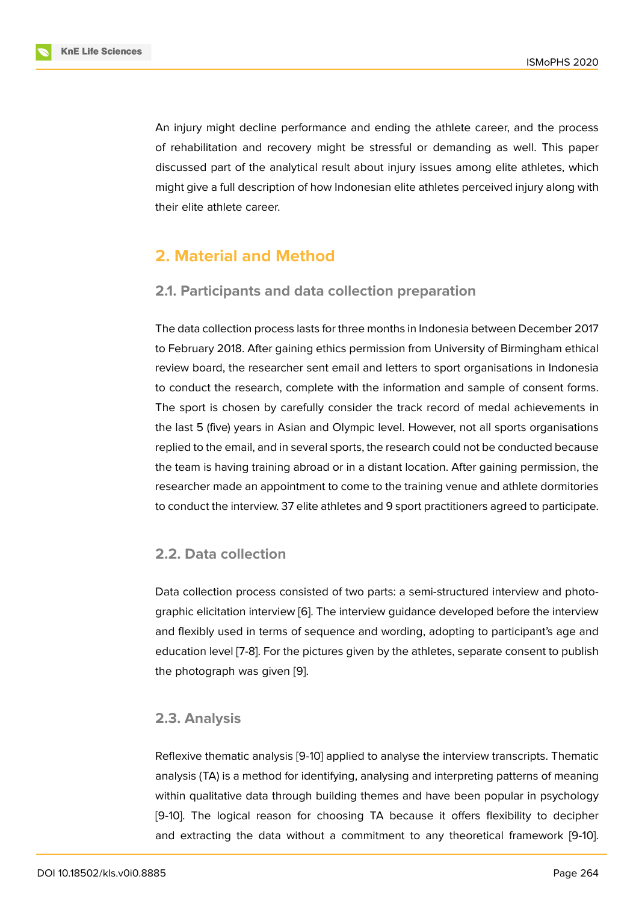An injury might decline performance and ending the athlete career, and the process of rehabilitation and recovery might be stressful or demanding as well. This paper discussed part of the analytical result about injury issues among elite athletes, which might give a full description of how Indonesian elite athletes perceived injury along with their elite athlete career.

## 2. Material and Method

### 2.1. Participants and data collection preparation

The data collection process lasts for three months in Indonesia between December 2017 to February 2018. After gaining ethics permission from University of Birmingham ethical review board, the researcher sent email and letters to sport organisations in Indonesia to conduct the research, complete with the information and sample of consent forms. The sport is chosen by carefully consider the track record of medal achievements in the last 5 (five) years in Asian and Olympic level. However, not all sports organisations replied to the email, and in several sports, the research could not be conducted because the team is having training abroad or in a distant location. After gaining permission, the researcher made an appointment to come to the training venue and athlete dormitories to conduct the interview. 37 elite athletes and 9 sport practitioners agreed to participate.

### 2.2. Data collection

Data collection process consisted of two parts: a semi-structured interview and photographic elicitation interview [6]. The interview guidance developed before the interview and flexibly used in terms of sequence and wording, adopting to participant's age and education level [7-8]. For the pictures given by the athletes, separate consent to publish the photograph was given [9].

### 2.3. Analysis

Reflexive thematic analysis [9-10] applied to analyse the interview transcripts. Thematic analysis (TA) is a method for identifying, analysing and interpreting patterns of meaning within qualitative data through building themes and have been popular in psychology [9-10]. The logical reason for choosing TA because it offers flexibility to decipher and extracting the data without a commitment to any theoretical framework [9-10].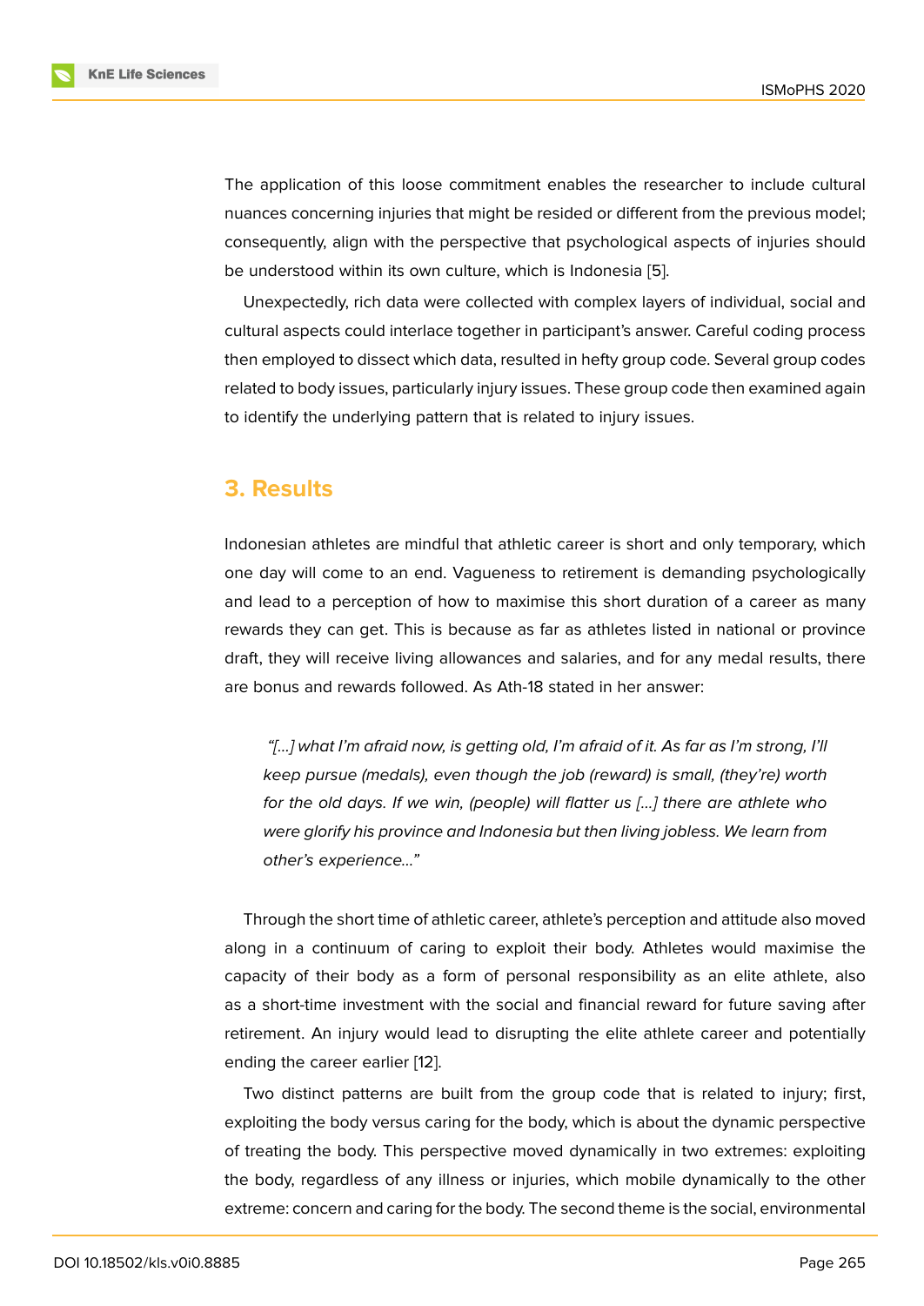The application of this loose commitment enables the researcher to include cultural nuances concerning injuries that might be resided or different from the previous model; consequently, align with the perspective that psychological aspects of injuries should be understood within its own culture, which is Indonesia [5].

Unexpectedly, rich data were collected with complex layers of individual, social and cultural aspects could interlace together in participant's answer. Careful coding process then employed to dissect which data, resulted in hefty group code. Several group codes related to body issues, particularly injury issues. These group code then examined again to identify the underlying pattern that is related to injury issues.

## 3. Results

Indonesian athletes are mindful that athletic career is short and only temporary, which one day will come to an end. Vagueness to retirement is demanding psychologically and lead to a perception of how to maximise this short duration of a career as many rewards they can get. This is because as far as athletes listed in national or province draft, they will receive living allowances and salaries, and for any medal results, there are bonus and rewards followed. As Ath-18 stated in her answer:

> *"[...] what I'm afraid now, is getting old, I'm afraid of it. As far as I'm strong, I'll keep pursue (medals), even though the job (reward) is small, (they're) worth for the old days. If we win, (people) will flatter us [...] there are athlete who were glorify his province and Indonesia but then living jobless. We learn from other's experience..."*

Through the short time of athletic career, athlete's perception and attitude also moved along in a continuum of caring to exploit their body. Athletes would maximise the capacity of their body as a form of personal responsibility as an elite athlete, also as a short-time investment with the social and financial reward for future saving after retirement. An injury would lead to disrupting the elite athlete career and potentially ending the career earlier [12].

Two distinct patterns are built from the group code that is related to injury; first, exploiting the body versus caring for the body, which is about the dynamic perspective of treating the body. This perspective moved dynamically in two extremes: exploiting the body, regardless of any illness or injuries, which mobile dynamically to the other extreme: concern and caring for the body. The second theme is the social, environmental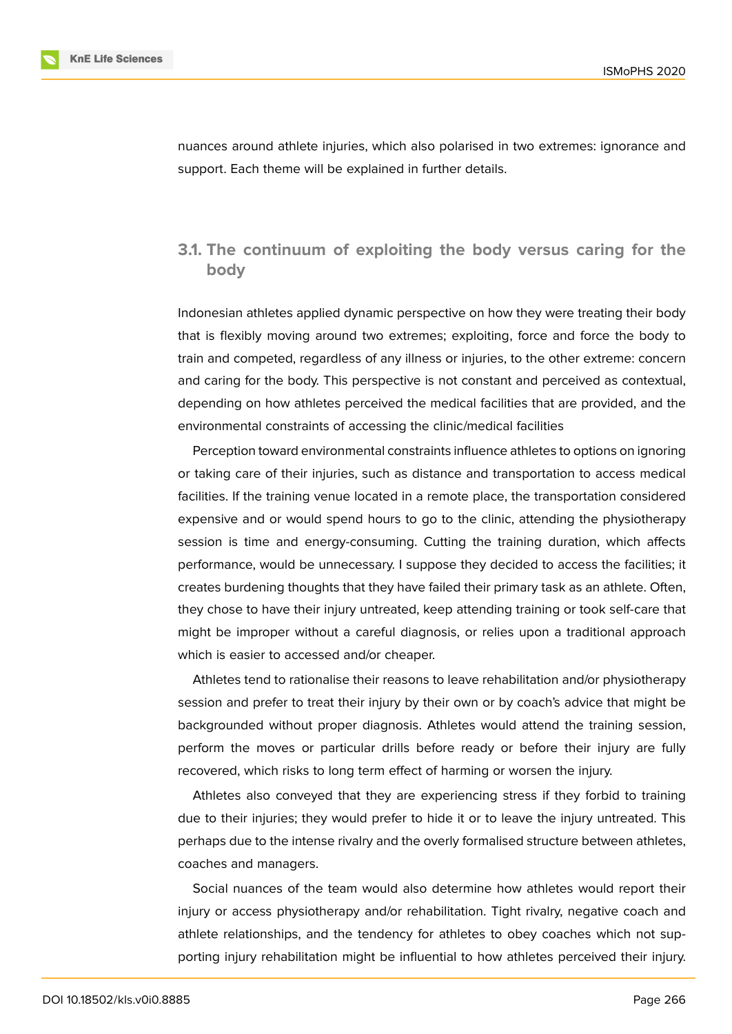nuances around athlete injuries, which also polarised in two extremes: ignorance and support. Each theme will be explained in further details.

## 3.1. The continuum of exploiting the body versus caring for the body

Indonesian athletes applied dynamic perspective on how they were treating their body that is flexibly moving around two extremes; exploiting, force and force the body to train and competed, regardless of any illness or injuries, to the other extreme: concern and caring for the body. This perspective is not constant and perceived as contextual, depending on how athletes perceived the medical facilities that are provided, and the environmental constraints of accessing the clinic/medical facilities

Perception toward environmental constraints influence athletes to options on ignoring or taking care of their injuries, such as distance and transportation to access medical facilities. If the training venue located in a remote place, the transportation considered expensive and or would spend hours to go to the clinic, attending the physiotherapy session is time and energy-consuming. Cutting the training duration, which affects performance, would be unnecessary. I suppose they decided to access the facilities; it creates burdening thoughts that they have failed their primary task as an athlete. Often, they chose to have their injury untreated, keep attending training or took self-care that might be improper without a careful diagnosis, or relies upon a traditional approach which is easier to accessed and/or cheaper.

Athletes tend to rationalise their reasons to leave rehabilitation and/or physiotherapy session and prefer to treat their injury by their own or by coach's advice that might be backgrounded without proper diagnosis. Athletes would attend the training session, perform the moves or particular drills before ready or before their injury are fully recovered, which risks to long term effect of harming or worsen the injury.

Athletes also conveyed that they are experiencing stress if they forbid to training due to their injuries; they would prefer to hide it or to leave the injury untreated. This perhaps due to the intense rivalry and the overly formalised structure between athletes, coaches and managers.

Social nuances of the team would also determine how athletes would report their injury or access physiotherapy and/or rehabilitation. Tight rivalry, negative coach and athlete relationships, and the tendency for athletes to obey coaches which not supporting injury rehabilitation might be influential to how athletes perceived their injury.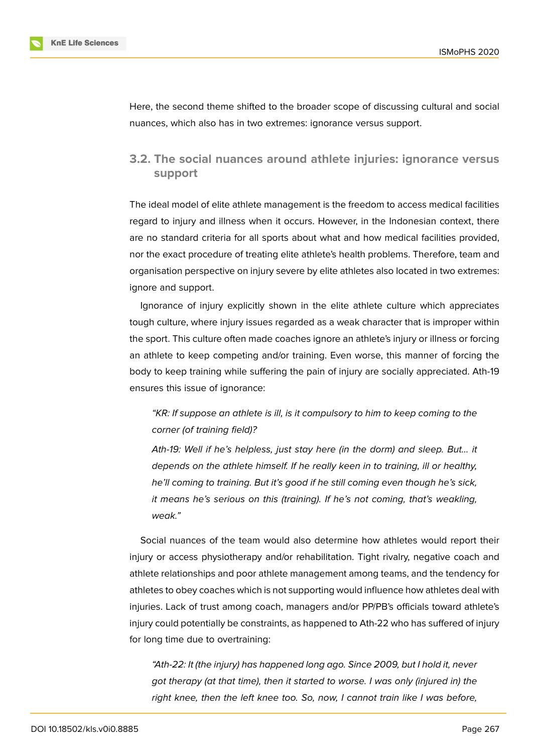Here, the second theme shifted to the broader scope of discussing cultural and social nuances, which also has in two extremes: ignorance versus support.

### 3.2. The social nuances around athlete injuries: ignorance versus support

The ideal model of elite athlete management is the freedom to access medical facilities regard to injury and illness when it occurs. However, in the Indonesian context, there are no standard criteria for all sports about what and how medical facilities provided, nor the exact procedure of treating elite athlete's health problems. Therefore, team and organisation perspective on injury severe by elite athletes also located in two extremes: ignore and support.

Ignorance of injury explicitly shown in the elite athlete culture which appreciates tough culture, where injury issues regarded as a weak character that is improper within the sport. This culture often made coaches ignore an athlete's injury or illness or forcing an athlete to keep competing and/or training. Even worse, this manner of forcing the body to keep training while suffering the pain of injury are socially appreciated. Ath-19 ensures this issue of ignorance:

> *"KR: If suppose an athlete is ill, is it compulsory to him to keep coming to the corner (of training field)?*
>
> *Ath-19: Well if he's helpless, just stay here (in the dorm) and sleep. But... it depends on the athlete himself. If he really keen in to training, ill or healthy, he'll coming to training. But it's good if he still coming even though he's sick, it means he's serious on this (training). If he's not coming, that's weakling, weak."*

Social nuances of the team would also determine how athletes would report their injury or access physiotherapy and/or rehabilitation. Tight rivalry, negative coach and athlete relationships and poor athlete management among teams, and the tendency for athletes to obey coaches which is not supporting would influence how athletes deal with injuries. Lack of trust among coach, managers and/or PP/PB's officials toward athlete's injury could potentially be constraints, as happened to Ath-22 who has suffered of injury for long time due to overtraining:

> *"Ath-22: It (the injury) has happened long ago. Since 2009, but I hold it, never got therapy (at that time), then it started to worse. I was only (injured in) the right knee, then the left knee too. So, now, I cannot train like I was before,*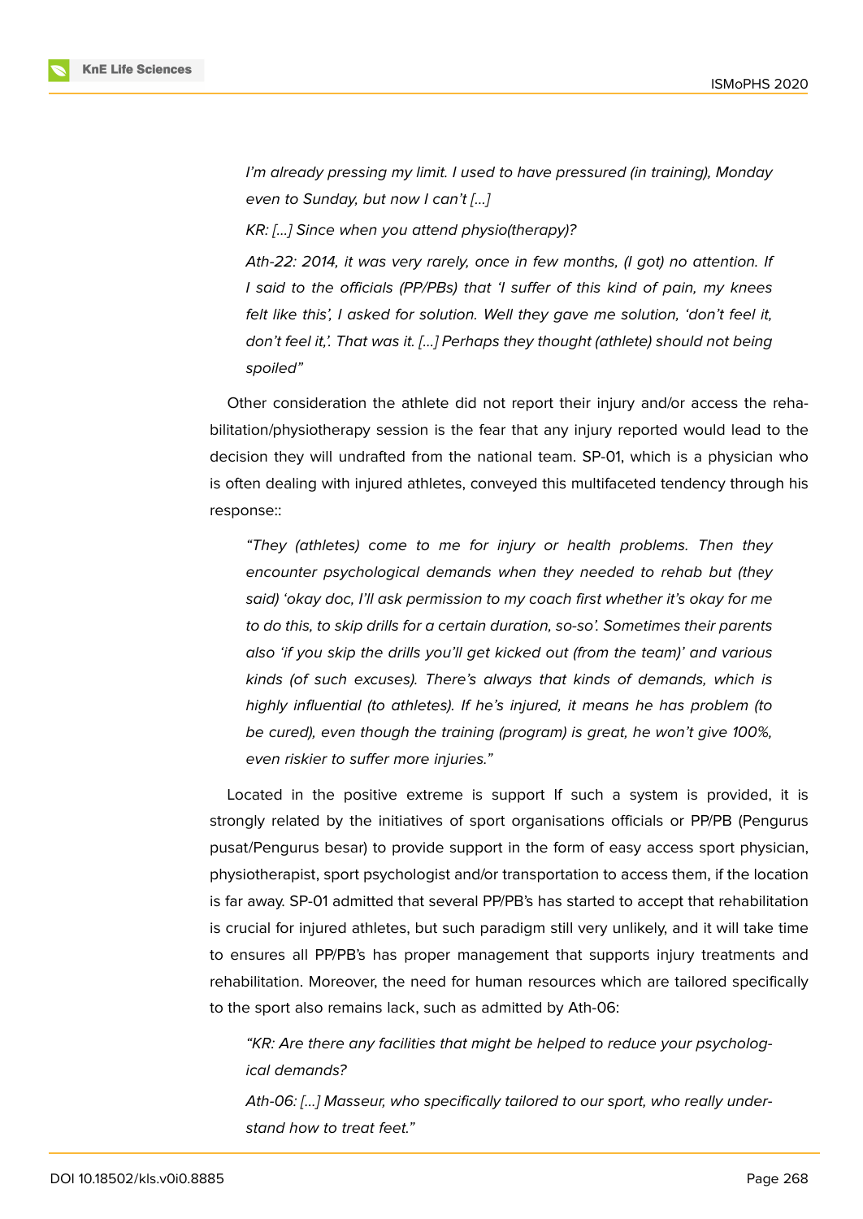*I'm already pressing my limit. I used to have pressured (in training), Monday even to Sunday, but now I can't [...]*

*KR: [...] Since when you attend physio(therapy)?*

*Ath-22: 2014, it was very rarely, once in few months, (I got) no attention. If I said to the officials (PP/PBs) that 'I suffer of this kind of pain, my knees felt like this', I asked for solution. Well they gave me solution, 'don't feel it, don't feel it,'. That was it. [...] Perhaps they thought (athlete) should not being spoiled"*

Other consideration the athlete did not report their injury and/or access the rehabilitation/physiotherapy session is the fear that any injury reported would lead to the decision they will undrafted from the national team. SP-01, which is a physician who is often dealing with injured athletes, conveyed this multifaceted tendency through his response::

*"They (athletes) come to me for injury or health problems. Then they encounter psychological demands when they needed to rehab but (they said) 'okay doc, I'll ask permission to my coach first whether it's okay for me to do this, to skip drills for a certain duration, so-so'. Sometimes their parents also 'if you skip the drills you'll get kicked out (from the team)' and various kinds (of such excuses). There's always that kinds of demands, which is highly influential (to athletes). If he's injured, it means he has problem (to be cured), even though the training (program) is great, he won't give 100%, even riskier to suffer more injuries."*

Located in the positive extreme is support If such a system is provided, it is strongly related by the initiatives of sport organisations officials or PP/PB (Pengurus pusat/Pengurus besar) to provide support in the form of easy access sport physician, physiotherapist, sport psychologist and/or transportation to access them, if the location is far away. SP-01 admitted that several PP/PB's has started to accept that rehabilitation is crucial for injured athletes, but such paradigm still very unlikely, and it will take time to ensures all PP/PB's has proper management that supports injury treatments and rehabilitation. Moreover, the need for human resources which are tailored specifically to the sport also remains lack, such as admitted by Ath-06:

*"KR: Are there any facilities that might be helped to reduce your psychological demands?*

*Ath-06: [...] Masseur, who specifically tailored to our sport, who really understand how to treat feet."*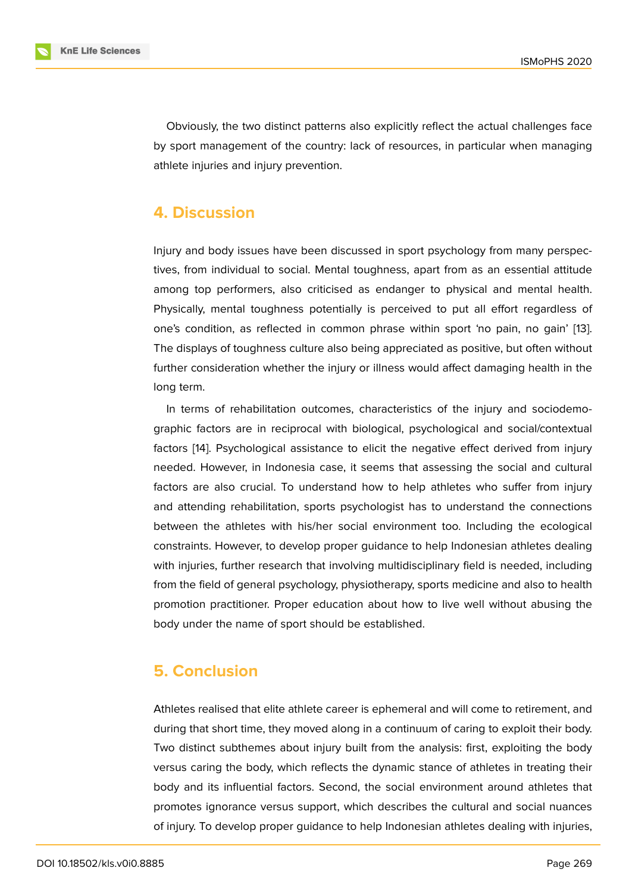Obviously, the two distinct patterns also explicitly reflect the actual challenges face by sport management of the country: lack of resources, in particular when managing athlete injuries and injury prevention.

## 4. Discussion

Injury and body issues have been discussed in sport psychology from many perspectives, from individual to social. Mental toughness, apart from as an essential attitude among top performers, also criticised as endanger to physical and mental health. Physically, mental toughness potentially is perceived to put all effort regardless of one's condition, as reflected in common phrase within sport 'no pain, no gain' [13]. The displays of toughness culture also being appreciated as positive, but often without further consideration whether the injury or illness would affect damaging health in the long term.

In terms of rehabilitation outcomes, characteristics of the injury and sociodemographic factors are in reciprocal with biological, psychological and social/contextual factors [14]. Psychological assistance to elicit the negative effect derived from injury needed. However, in Indonesia case, it seems that assessing the social and cultural factors are also crucial. To understand how to help athletes who suffer from injury and attending rehabilitation, sports psychologist has to understand the connections between the athletes with his/her social environment too. Including the ecological constraints. However, to develop proper guidance to help Indonesian athletes dealing with injuries, further research that involving multidisciplinary field is needed, including from the field of general psychology, physiotherapy, sports medicine and also to health promotion practitioner. Proper education about how to live well without abusing the body under the name of sport should be established.

## 5. Conclusion

Athletes realised that elite athlete career is ephemeral and will come to retirement, and during that short time, they moved along in a continuum of caring to exploit their body. Two distinct subthemes about injury built from the analysis: first, exploiting the body versus caring the body, which reflects the dynamic stance of athletes in treating their body and its influential factors. Second, the social environment around athletes that promotes ignorance versus support, which describes the cultural and social nuances of injury. To develop proper guidance to help Indonesian athletes dealing with injuries,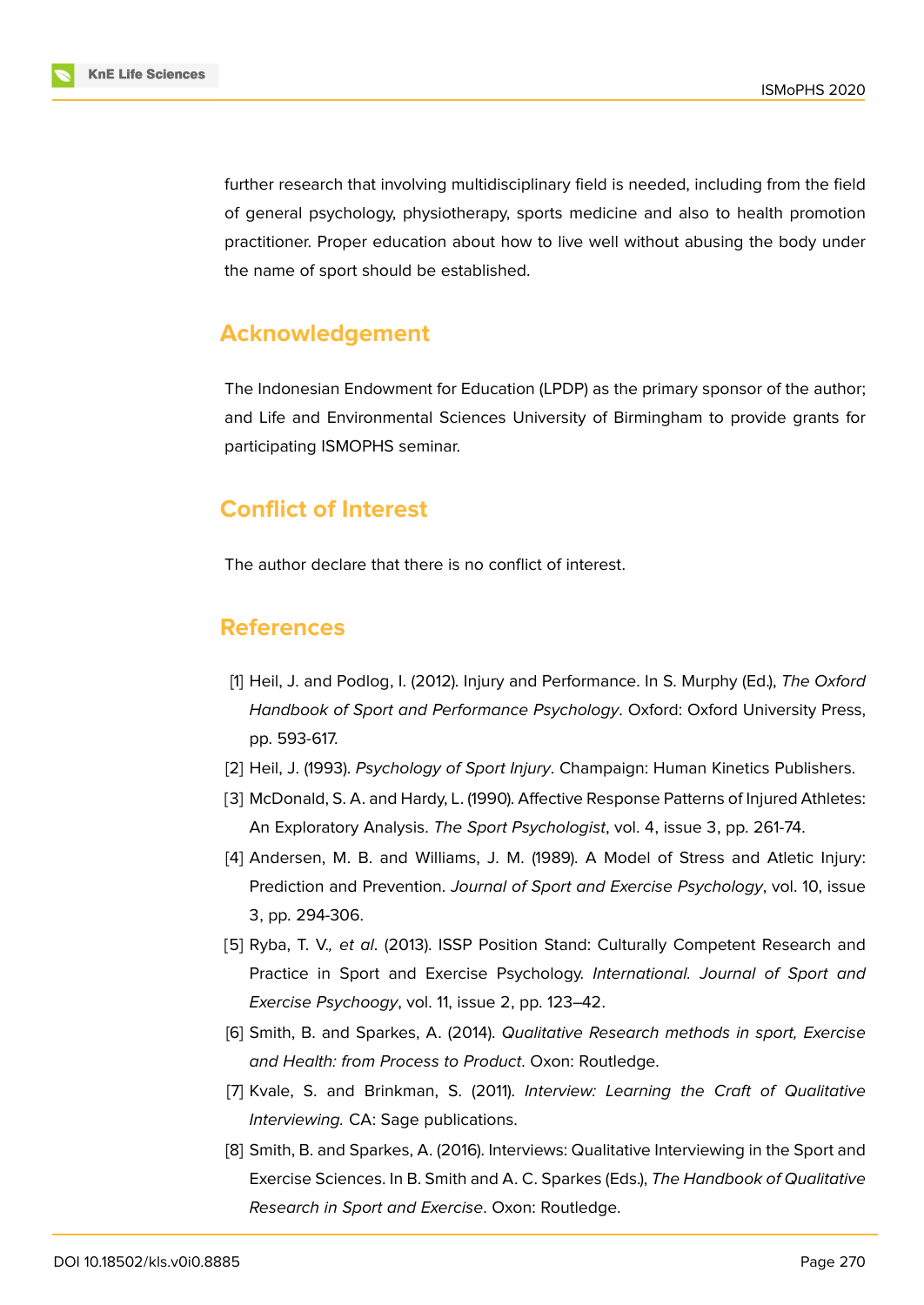further research that involving multidisciplinary field is needed, including from the field of general psychology, physiotherapy, sports medicine and also to health promotion practitioner. Proper education about how to live well without abusing the body under the name of sport should be established.

## Acknowledgement

The Indonesian Endowment for Education (LPDP) as the primary sponsor of the author; and Life and Environmental Sciences University of Birmingham to provide grants for participating ISMOPHS seminar.

## Conflict of Interest

The author declare that there is no conflict of interest.

## References

[1] Heil, J. and Podlog, I. (2012). Injury and Performance. In S. Murphy (Ed.), *The Oxford Handbook of Sport and Performance Psychology*. Oxford: Oxford University Press, pp. 593-617.

[2] Heil, J. (1993). *Psychology of Sport Injury*. Champaign: Human Kinetics Publishers.

[3] McDonald, S. A. and Hardy, L. (1990). Affective Response Patterns of Injured Athletes: An Exploratory Analysis. *The Sport Psychologist*, vol. 4, issue 3, pp. 261-74.

[4] Andersen, M. B. and Williams, J. M. (1989). A Model of Stress and Atletic Injury: Prediction and Prevention. *Journal of Sport and Exercise Psychology*, vol. 10, issue 3, pp. 294-306.

[5] Ryba, T. V., *et al*. (2013). ISSP Position Stand: Culturally Competent Research and Practice in Sport and Exercise Psychology. *International. Journal of Sport and Exercise Psychoogy*, vol. 11, issue 2, pp. 123–42.

[6] Smith, B. and Sparkes, A. (2014). *Qualitative Research methods in sport, Exercise and Health: from Process to Product*. Oxon: Routledge.

[7] Kvale, S. and Brinkman, S. (2011). *Interview: Learning the Craft of Qualitative Interviewing.* CA: Sage publications.

[8] Smith, B. and Sparkes, A. (2016). Interviews: Qualitative Interviewing in the Sport and Exercise Sciences. In B. Smith and A. C. Sparkes (Eds.), *The Handbook of Qualitative Research in Sport and Exercise*. Oxon: Routledge.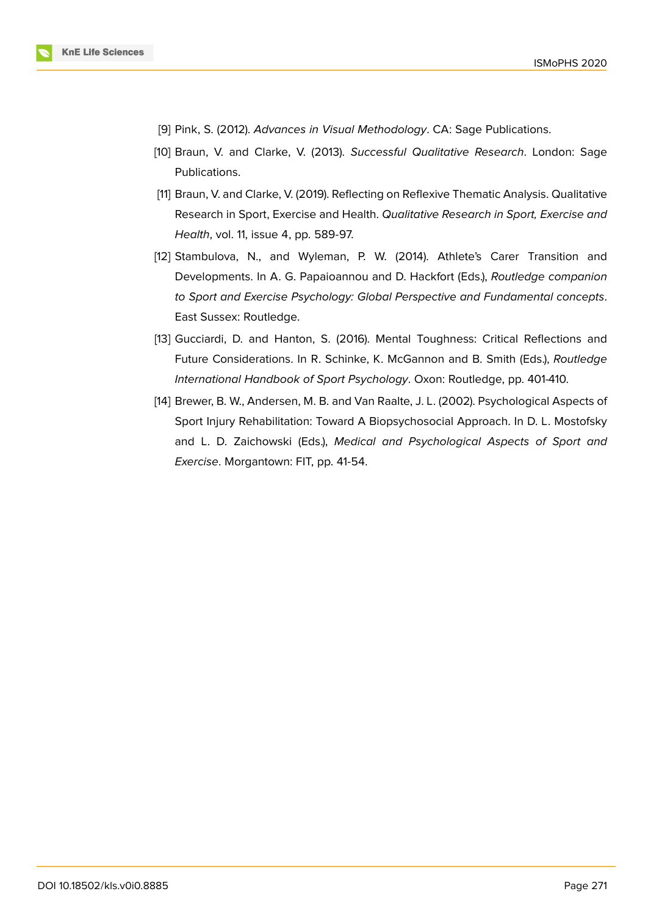[9] Pink, S. (2012). *Advances in Visual Methodology*. CA: Sage Publications.

[10] Braun, V. and Clarke, V. (2013). *Successful Qualitative Research*. London: Sage Publications.

[11] Braun, V. and Clarke, V. (2019). Reflecting on Reflexive Thematic Analysis. Qualitative Research in Sport, Exercise and Health. *Qualitative Research in Sport, Exercise and Health*, vol. 11, issue 4, pp. 589-97.

[12] Stambulova, N., and Wyleman, P. W. (2014). Athlete's Carer Transition and Developments. In A. G. Papaioannou and D. Hackfort (Eds.), *Routledge companion to Sport and Exercise Psychology: Global Perspective and Fundamental concepts*. East Sussex: Routledge.

[13] Gucciardi, D. and Hanton, S. (2016). Mental Toughness: Critical Reflections and Future Considerations. In R. Schinke, K. McGannon and B. Smith (Eds.), *Routledge International Handbook of Sport Psychology*. Oxon: Routledge, pp. 401-410.

[14] Brewer, B. W., Andersen, M. B. and Van Raalte, J. L. (2002). Psychological Aspects of Sport Injury Rehabilitation: Toward A Biopsychosocial Approach. In D. L. Mostofsky and L. D. Zaichowski (Eds.), *Medical and Psychological Aspects of Sport and Exercise*. Morgantown: FIT, pp. 41-54.